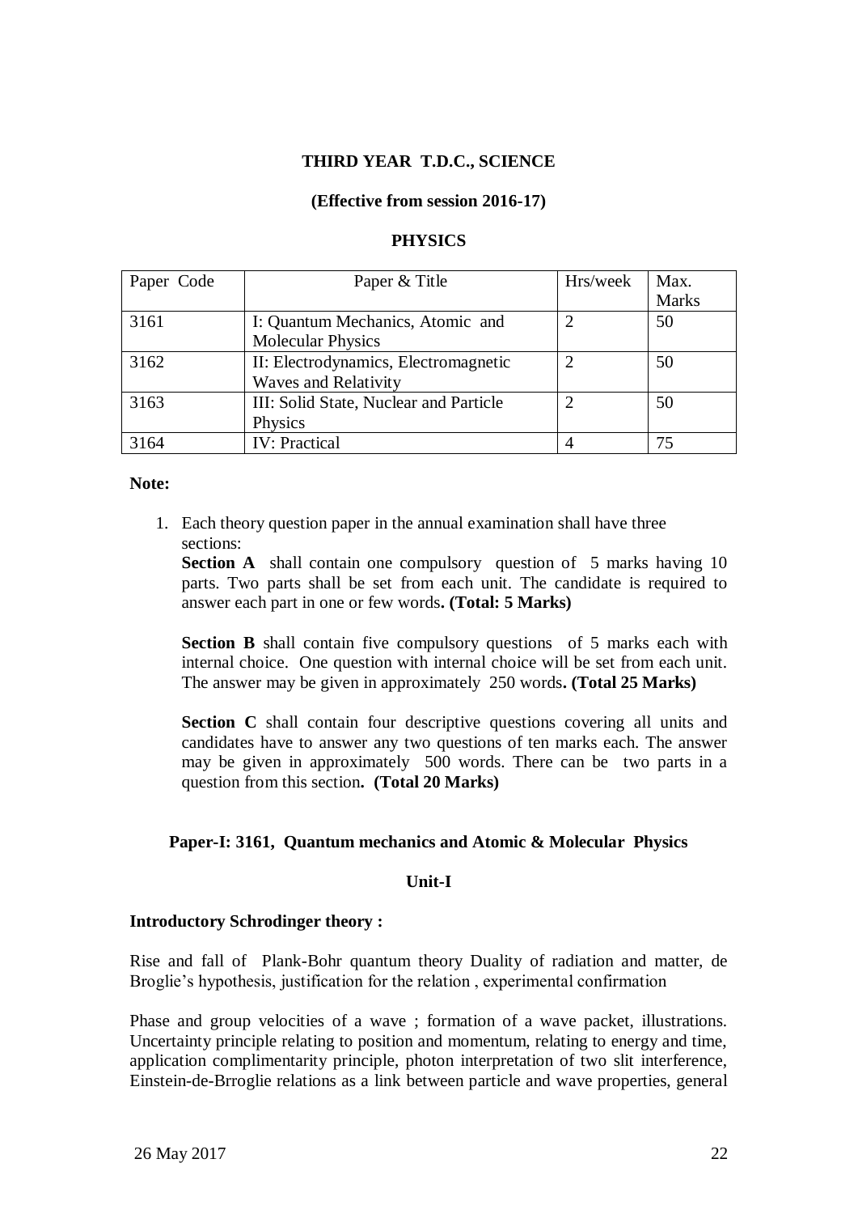**THIRD YEAR T.D.C., SCIENCE**

**(Effective from session 2016-17)**

**PHYSICS**

| Paper Code | Paper & Title | Hrs/week | Max. Marks |
|---|---|---|---|
| 3161 | I: Quantum Mechanics, Atomic and Molecular Physics | 2 | 50 |
| 3162 | II: Electrodynamics, Electromagnetic Waves and Relativity | 2 | 50 |
| 3163 | III: Solid State, Nuclear and Particle Physics | 2 | 50 |
| 3164 | IV: Practical | 4 | 75 |

**Note:**

1. Each theory question paper in the annual examination shall have three sections:

   **Section A** shall contain one compulsory question of 5 marks having 10 parts. Two parts shall be set from each unit. The candidate is required to answer each part in one or few words**. (Total: 5 Marks)**

   **Section B** shall contain five compulsory questions of 5 marks each with internal choice. One question with internal choice will be set from each unit. The answer may be given in approximately 250 words**. (Total 25 Marks)**

   **Section C** shall contain four descriptive questions covering all units and candidates have to answer any two questions of ten marks each. The answer may be given in approximately 500 words. There can be two parts in a question from this section**. (Total 20 Marks)**

**Paper-I: 3161, Quantum mechanics and Atomic & Molecular Physics**

**Unit-I**

**Introductory Schrodinger theory :**

Rise and fall of Plank-Bohr quantum theory Duality of radiation and matter, de Broglie's hypothesis, justification for the relation , experimental confirmation

Phase and group velocities of a wave ; formation of a wave packet, illustrations. Uncertainty principle relating to position and momentum, relating to energy and time, application complimentarity principle, photon interpretation of two slit interference, Einstein-de-Brroglie relations as a link between particle and wave properties, general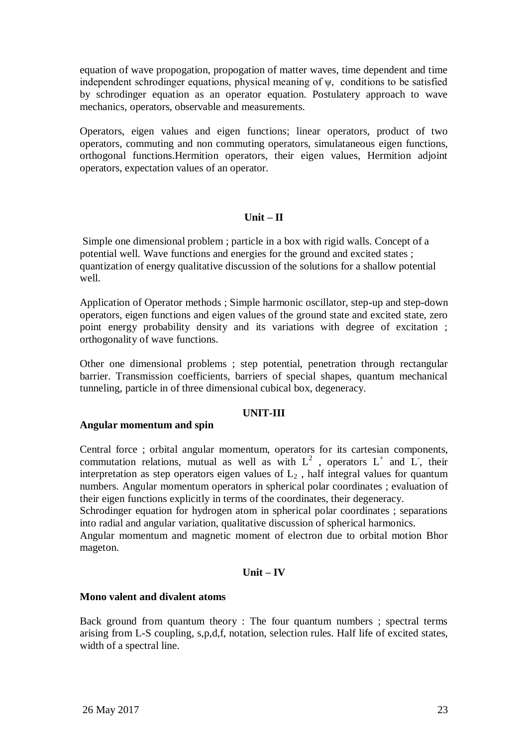equation of wave propogation, propogation of matter waves, time dependent and time independent schrodinger equations, physical meaning of $\psi$, conditions to be satisfied by schrodinger equation as an operator equation. Postulatery approach to wave mechanics, operators, observable and measurements.

Operators, eigen values and eigen functions; linear operators, product of two operators, commuting and non commuting operators, simulataneous eigen functions, orthogonal functions.Hermition operators, their eigen values, Hermition adjoint operators, expectation values of an operator.

## Unit – II

Simple one dimensional problem ; particle in a box with rigid walls. Concept of a potential well. Wave functions and energies for the ground and excited states ; quantization of energy qualitative discussion of the solutions for a shallow potential well.

Application of Operator methods ; Simple harmonic oscillator, step-up and step-down operators, eigen functions and eigen values of the ground state and excited state, zero point energy probability density and its variations with degree of excitation ; orthogonality of wave functions.

Other one dimensional problems ; step potential, penetration through rectangular barrier. Transmission coefficients, barriers of special shapes, quantum mechanical tunneling, particle in of three dimensional cubical box, degeneracy.

## UNIT-III

**Angular momentum and spin**

Central force ; orbital angular momentum, operators for its cartesian components, commutation relations, mutual as well as with $L^2$ , operators $L^+$ and $L^-$, their interpretation as step operators eigen values of $L_2$ , half integral values for quantum numbers. Angular momentum operators in spherical polar coordinates ; evaluation of their eigen functions explicitly in terms of the coordinates, their degeneracy.
Schrodinger equation for hydrogen atom in spherical polar coordinates ; separations into radial and angular variation, qualitative discussion of spherical harmonics.
Angular momentum and magnetic moment of electron due to orbital motion Bhor mageton.

## Unit – IV

**Mono valent and divalent atoms**

Back ground from quantum theory : The four quantum numbers ; spectral terms arising from L-S coupling, s,p,d,f, notation, selection rules. Half life of excited states, width of a spectral line.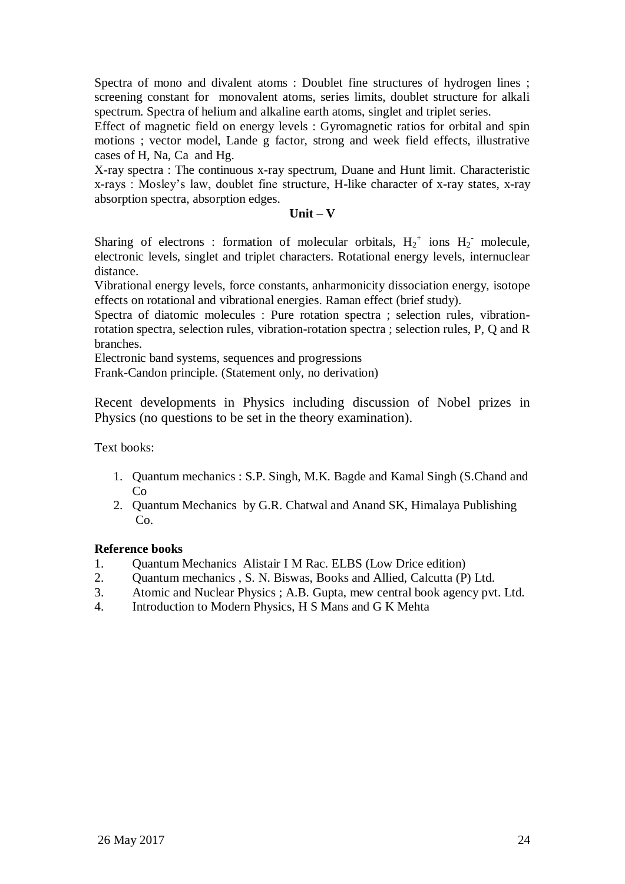Spectra of mono and divalent atoms : Doublet fine structures of hydrogen lines ; screening constant for monovalent atoms, series limits, doublet structure for alkali spectrum. Spectra of helium and alkaline earth atoms, singlet and triplet series.

Effect of magnetic field on energy levels : Gyromagnetic ratios for orbital and spin motions ; vector model, Lande g factor, strong and week field effects, illustrative cases of H, Na, Ca and Hg.

X-ray spectra : The continuous x-ray spectrum, Duane and Hunt limit. Characteristic x-rays : Mosley's law, doublet fine structure, H-like character of x-ray states, x-ray absorption spectra, absorption edges.

**Unit – V**

Sharing of electrons : formation of molecular orbitals, $H_2^+$ ions $H_2^-$ molecule, electronic levels, singlet and triplet characters. Rotational energy levels, internuclear distance.

Vibrational energy levels, force constants, anharmonicity dissociation energy, isotope effects on rotational and vibrational energies. Raman effect (brief study).

Spectra of diatomic molecules : Pure rotation spectra ; selection rules, vibration-rotation spectra, selection rules, vibration-rotation spectra ; selection rules, P, Q and R branches.

Electronic band systems, sequences and progressions

Frank-Candon principle. (Statement only, no derivation)

Recent developments in Physics including discussion of Nobel prizes in Physics (no questions to be set in the theory examination).

Text books:

1. Quantum mechanics : S.P. Singh, M.K. Bagde and Kamal Singh (S.Chand and Co
2. Quantum Mechanics by G.R. Chatwal and Anand SK, Himalaya Publishing Co.

**Reference books**

1. Quantum Mechanics Alistair I M Rac. ELBS (Low Drice edition)
2. Quantum mechanics , S. N. Biswas, Books and Allied, Calcutta (P) Ltd.
3. Atomic and Nuclear Physics ; A.B. Gupta, mew central book agency pvt. Ltd.
4. Introduction to Modern Physics, H S Mans and G K Mehta

26 May 2017